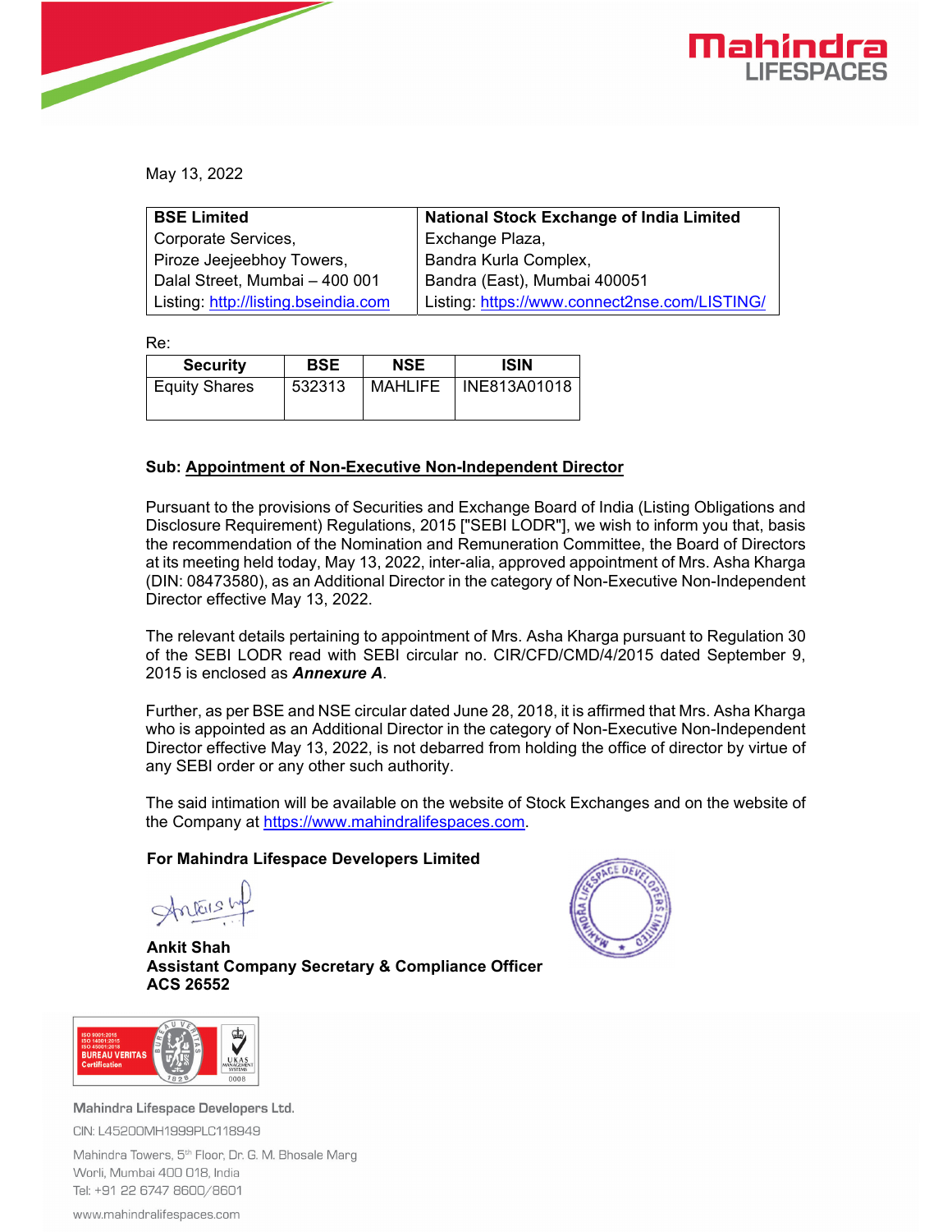May 13, 2022

| **BSE Limited** | **National Stock Exchange of India Limited** |
|---|---|
| Corporate Services, | Exchange Plaza, |
| Piroze Jeejeebhoy Towers, | Bandra Kurla Complex, |
| Dalal Street, Mumbai – 400 001 | Bandra (East), Mumbai 400051 |
| Listing: http://listing.bseindia.com | Listing: https://www.connect2nse.com/LISTING/ |

Re:

| Security | BSE | NSE | ISIN |
|---|---|---|---|
| Equity Shares | 532313 | MAHLIFE | INE813A01018 |

**Sub: Appointment of Non-Executive Non-Independent Director**

Pursuant to the provisions of Securities and Exchange Board of India (Listing Obligations and Disclosure Requirement) Regulations, 2015 ["SEBI LODR"], we wish to inform you that, basis the recommendation of the Nomination and Remuneration Committee, the Board of Directors at its meeting held today, May 13, 2022, inter-alia, approved appointment of Mrs. Asha Kharga (DIN: 08473580), as an Additional Director in the category of Non-Executive Non-Independent Director effective May 13, 2022.

The relevant details pertaining to appointment of Mrs. Asha Kharga pursuant to Regulation 30 of the SEBI LODR read with SEBI circular no. CIR/CFD/CMD/4/2015 dated September 9, 2015 is enclosed as ***Annexure A***.

Further, as per BSE and NSE circular dated June 28, 2018, it is affirmed that Mrs. Asha Kharga who is appointed as an Additional Director in the category of Non-Executive Non-Independent Director effective May 13, 2022, is not debarred from holding the office of director by virtue of any SEBI order or any other such authority.

The said intimation will be available on the website of Stock Exchanges and on the website of the Company at https://www.mahindralifespaces.com.

**For Mahindra Lifespace Developers Limited**

**Ankit Shah**
**Assistant Company Secretary & Compliance Officer**
**ACS 26552**

Mahindra Lifespace Developers Ltd.
CIN: L45200MH1999PLC118949
Mahindra Towers, 5th Floor, Dr. G. M. Bhosale Marg
Worli, Mumbai 400 018, India
Tel: +91 22 6747 8600/8601
www.mahindralifespaces.com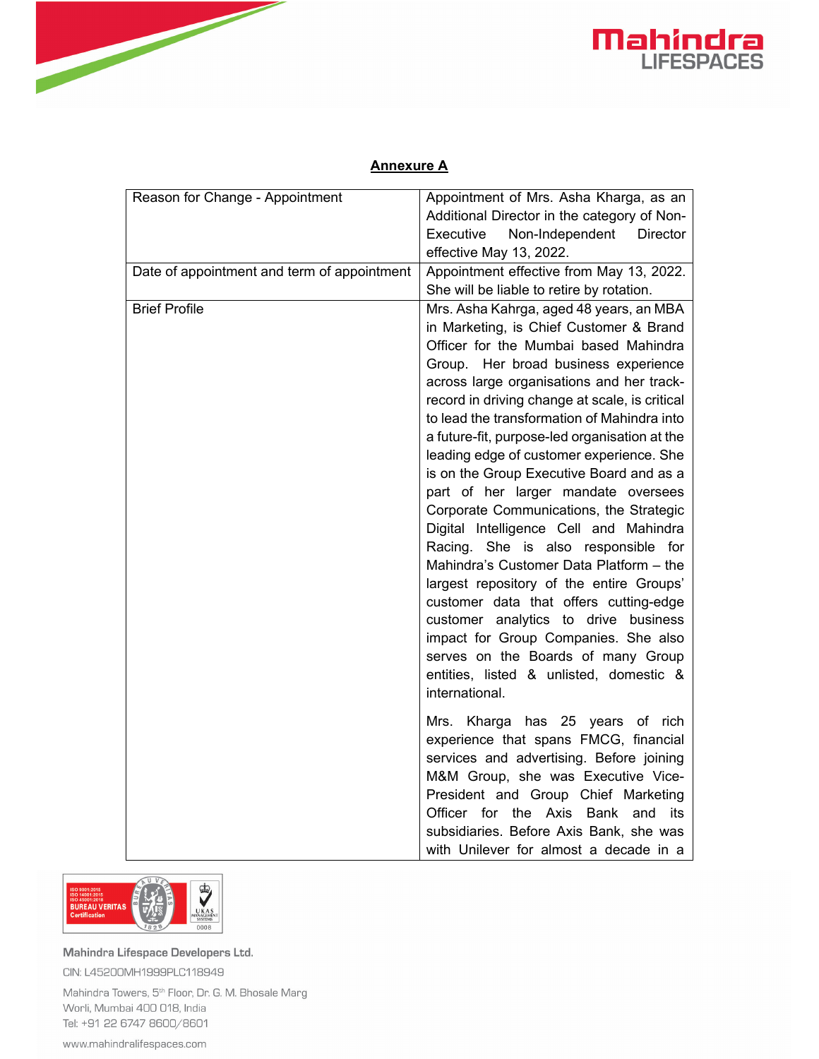## Annexure A

| Reason for Change - Appointment | Appointment of Mrs. Asha Kharga, as an Additional Director in the category of Non-Executive Non-Independent Director effective May 13, 2022. |
|---|---|
| Date of appointment and term of appointment | Appointment effective from May 13, 2022. She will be liable to retire by rotation. |
| Brief Profile | Mrs. Asha Kahrga, aged 48 years, an MBA in Marketing, is Chief Customer & Brand Officer for the Mumbai based Mahindra Group. Her broad business experience across large organisations and her track-record in driving change at scale, is critical to lead the transformation of Mahindra into a future-fit, purpose-led organisation at the leading edge of customer experience. She is on the Group Executive Board and as a part of her larger mandate oversees Corporate Communications, the Strategic Digital Intelligence Cell and Mahindra Racing. She is also responsible for Mahindra's Customer Data Platform – the largest repository of the entire Groups' customer data that offers cutting-edge customer analytics to drive business impact for Group Companies. She also serves on the Boards of many Group entities, listed & unlisted, domestic & international.<br><br>Mrs. Kharga has 25 years of rich experience that spans FMCG, financial services and advertising. Before joining M&M Group, she was Executive Vice-President and Group Chief Marketing Officer for the Axis Bank and its subsidiaries. Before Axis Bank, she was with Unilever for almost a decade in a |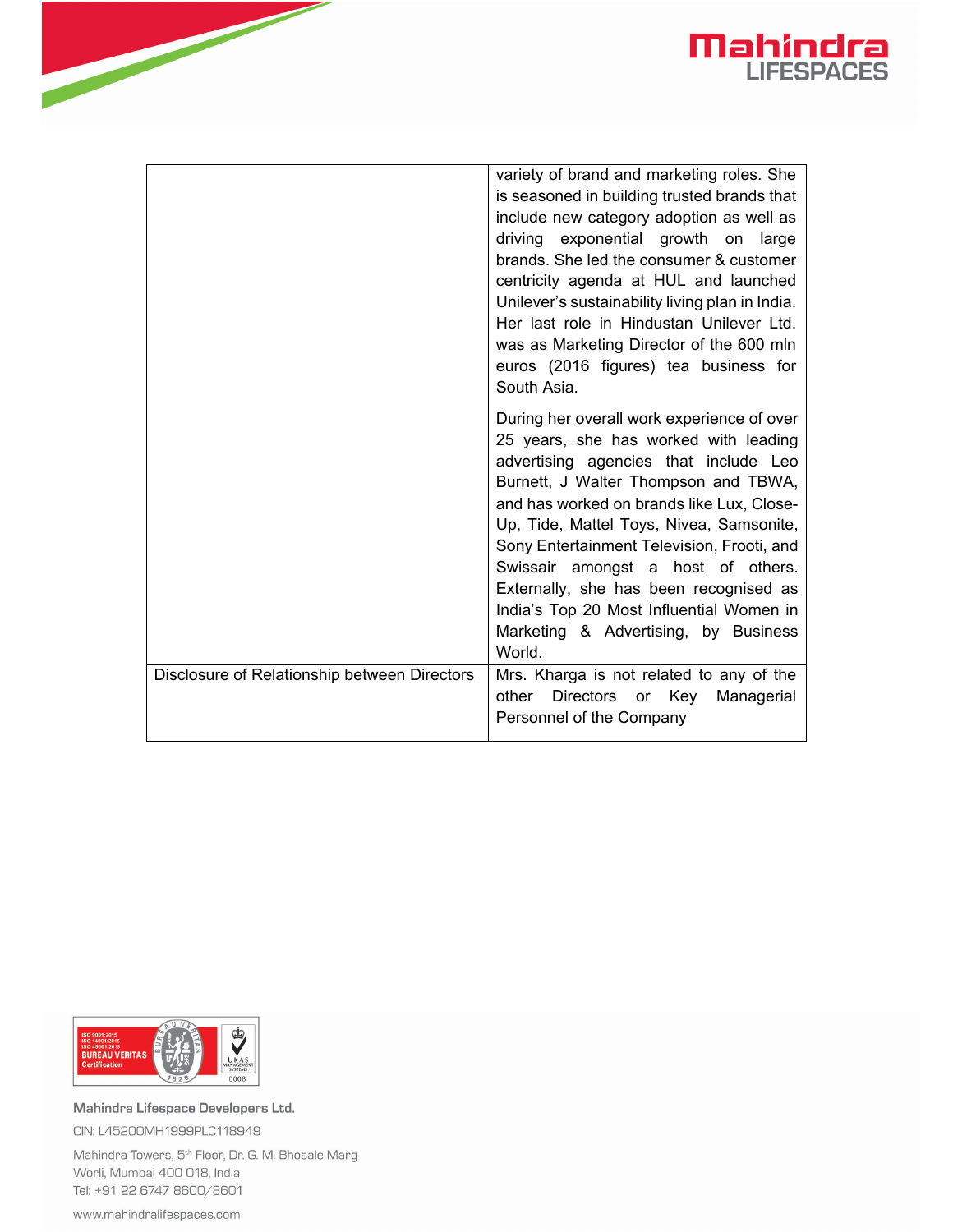| | |
|---|---|
| | variety of brand and marketing roles. She is seasoned in building trusted brands that include new category adoption as well as driving exponential growth on large brands. She led the consumer & customer centricity agenda at HUL and launched Unilever's sustainability living plan in India. Her last role in Hindustan Unilever Ltd. was as Marketing Director of the 600 mln euros (2016 figures) tea business for South Asia.<br><br>During her overall work experience of over 25 years, she has worked with leading advertising agencies that include Leo Burnett, J Walter Thompson and TBWA, and has worked on brands like Lux, Close-Up, Tide, Mattel Toys, Nivea, Samsonite, Sony Entertainment Television, Frooti, and Swissair amongst a host of others. Externally, she has been recognised as India's Top 20 Most Influential Women in Marketing & Advertising, by Business World. |
| Disclosure of Relationship between Directors | Mrs. Kharga is not related to any of the other Directors or Key Managerial Personnel of the Company |